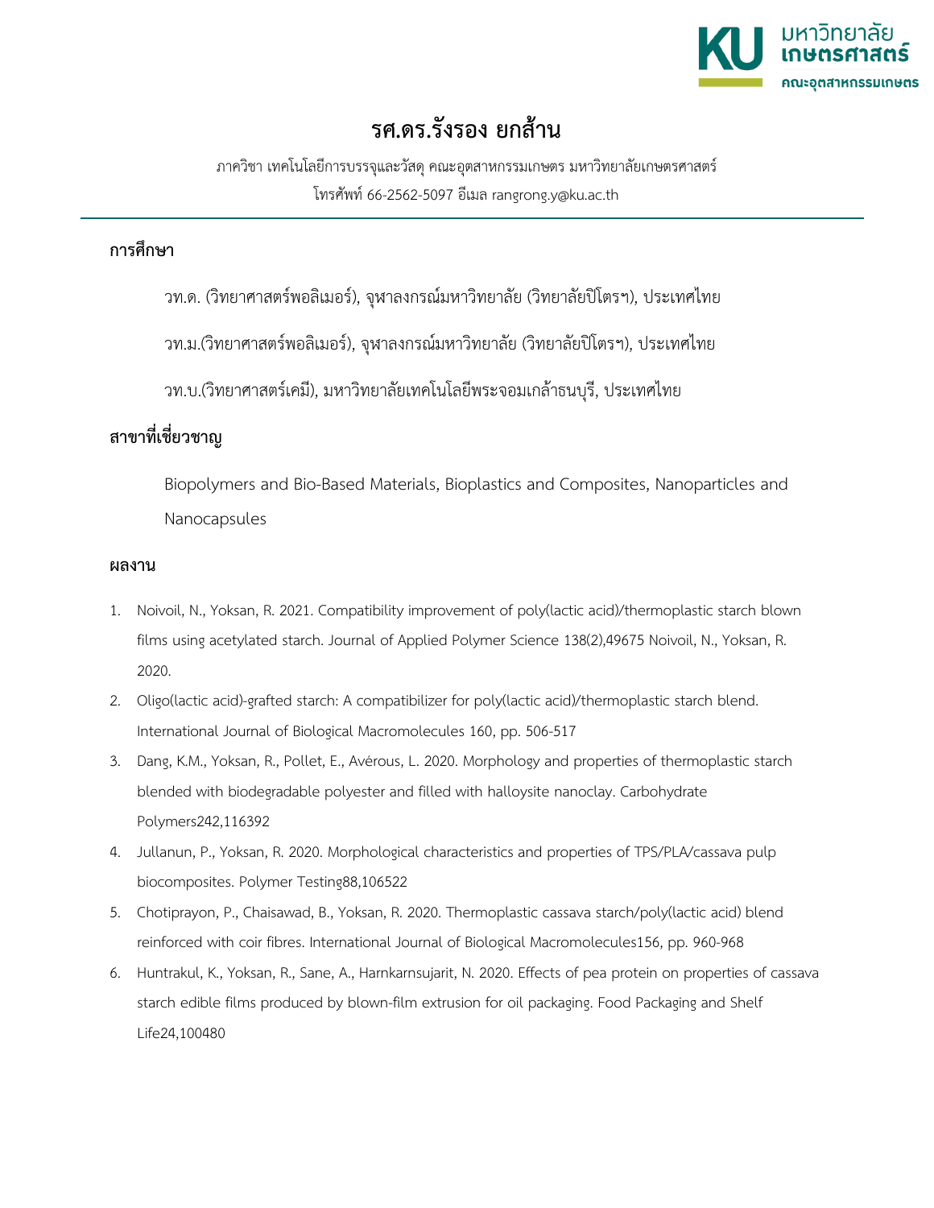# รศ.ดร.รังรอง ยกส้าน

ภาควิชา เทคโนโลยีการบรรจุและวัสดุ คณะอุตสาหกรรมเกษตร มหาวิทยาลัยเกษตรศาสตร์

โทรศัพท์ 66-2562-5097 อีเมล rangrong.y@ku.ac.th

## การศึกษา

วท.ด. (วิทยาศาสตร์พอลิเมอร์), จุฬาลงกรณ์มหาวิทยาลัย (วิทยาลัยปิโตรฯ), ประเทศไทย

วท.ม.(วิทยาศาสตร์พอลิเมอร์), จุฬาลงกรณ์มหาวิทยาลัย (วิทยาลัยปิโตรฯ), ประเทศไทย

วท.บ.(วิทยาศาสตร์เคมี), มหาวิทยาลัยเทคโนโลยีพระจอมเกล้าธนบุรี, ประเทศไทย

## สาขาที่เชี่ยวชาญ

Biopolymers and Bio-Based Materials, Bioplastics and Composites, Nanoparticles and Nanocapsules

## ผลงาน

1. Noivoil, N., Yoksan, R. 2021. Compatibility improvement of poly(lactic acid)/thermoplastic starch blown films using acetylated starch. Journal of Applied Polymer Science 138(2),49675 Noivoil, N., Yoksan, R. 2020.
2. Oligo(lactic acid)-grafted starch: A compatibilizer for poly(lactic acid)/thermoplastic starch blend. International Journal of Biological Macromolecules 160, pp. 506-517
3. Dang, K.M., Yoksan, R., Pollet, E., Avérous, L. 2020. Morphology and properties of thermoplastic starch blended with biodegradable polyester and filled with halloysite nanoclay. Carbohydrate Polymers242,116392
4. Jullanun, P., Yoksan, R. 2020. Morphological characteristics and properties of TPS/PLA/cassava pulp biocomposites. Polymer Testing88,106522
5. Chotiprayon, P., Chaisawad, B., Yoksan, R. 2020. Thermoplastic cassava starch/poly(lactic acid) blend reinforced with coir fibres. International Journal of Biological Macromolecules156, pp. 960-968
6. Huntrakul, K., Yoksan, R., Sane, A., Harnkarnsujarit, N. 2020. Effects of pea protein on properties of cassava starch edible films produced by blown-film extrusion for oil packaging. Food Packaging and Shelf Life24,100480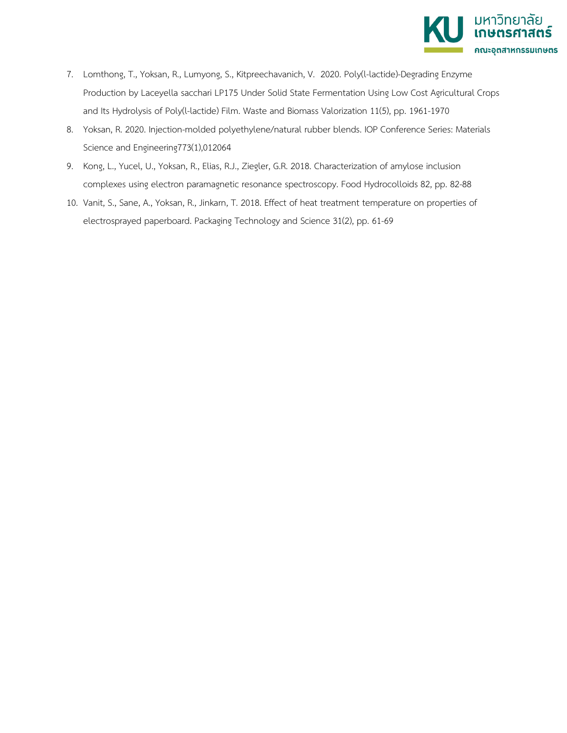7. Lomthong, T., Yoksan, R., Lumyong, S., Kitpreechavanich, V. 2020. Poly(l-lactide)-Degrading Enzyme Production by Laceyella sacchari LP175 Under Solid State Fermentation Using Low Cost Agricultural Crops and Its Hydrolysis of Poly(l-lactide) Film. Waste and Biomass Valorization 11(5), pp. 1961-1970
8. Yoksan, R. 2020. Injection-molded polyethylene/natural rubber blends. IOP Conference Series: Materials Science and Engineering773(1),012064
9. Kong, L., Yucel, U., Yoksan, R., Elias, R.J., Ziegler, G.R. 2018. Characterization of amylose inclusion complexes using electron paramagnetic resonance spectroscopy. Food Hydrocolloids 82, pp. 82-88
10. Vanit, S., Sane, A., Yoksan, R., Jinkarn, T. 2018. Effect of heat treatment temperature on properties of electrosprayed paperboard. Packaging Technology and Science 31(2), pp. 61-69